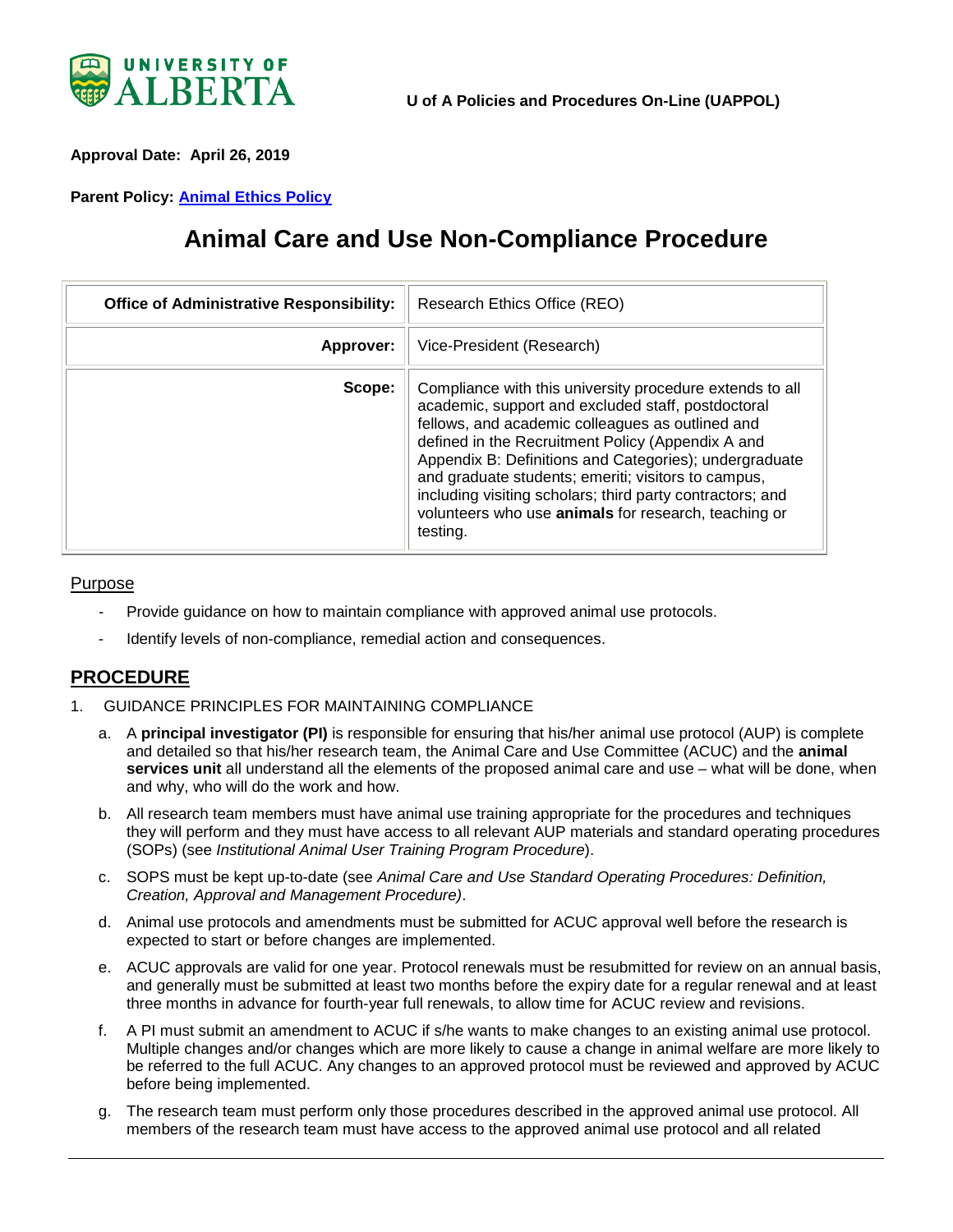**U of A Policies and Procedures On-Line (UAPPOL)**

**Approval Date: April 26, 2019**

**Parent Policy: Animal Ethics Policy**

# Animal Care and Use Non-Compliance Procedure

| | |
|---|---|
| **Office of Administrative Responsibility:** | Research Ethics Office (REO) |
| **Approver:** | Vice-President (Research) |
| **Scope:** | Compliance with this university procedure extends to all academic, support and excluded staff, postdoctoral fellows, and academic colleagues as outlined and defined in the Recruitment Policy (Appendix A and Appendix B: Definitions and Categories); undergraduate and graduate students; emeriti; visitors to campus, including visiting scholars; third party contractors; and volunteers who use **animals** for research, teaching or testing. |

Purpose

- Provide guidance on how to maintain compliance with approved animal use protocols.
- Identify levels of non-compliance, remedial action and consequences.

## PROCEDURE

1. GUIDANCE PRINCIPLES FOR MAINTAINING COMPLIANCE

   a. A **principal investigator (PI)** is responsible for ensuring that his/her animal use protocol (AUP) is complete and detailed so that his/her research team, the Animal Care and Use Committee (ACUC) and the **animal services unit** all understand all the elements of the proposed animal care and use – what will be done, when and why, who will do the work and how.

   b. All research team members must have animal use training appropriate for the procedures and techniques they will perform and they must have access to all relevant AUP materials and standard operating procedures (SOPs) (see *Institutional Animal User Training Program Procedure*).

   c. SOPS must be kept up-to-date (see *Animal Care and Use Standard Operating Procedures: Definition, Creation, Approval and Management Procedure)*.

   d. Animal use protocols and amendments must be submitted for ACUC approval well before the research is expected to start or before changes are implemented.

   e. ACUC approvals are valid for one year. Protocol renewals must be resubmitted for review on an annual basis, and generally must be submitted at least two months before the expiry date for a regular renewal and at least three months in advance for fourth-year full renewals, to allow time for ACUC review and revisions.

   f. A PI must submit an amendment to ACUC if s/he wants to make changes to an existing animal use protocol. Multiple changes and/or changes which are more likely to cause a change in animal welfare are more likely to be referred to the full ACUC. Any changes to an approved protocol must be reviewed and approved by ACUC before being implemented.

   g. The research team must perform only those procedures described in the approved animal use protocol. All members of the research team must have access to the approved animal use protocol and all related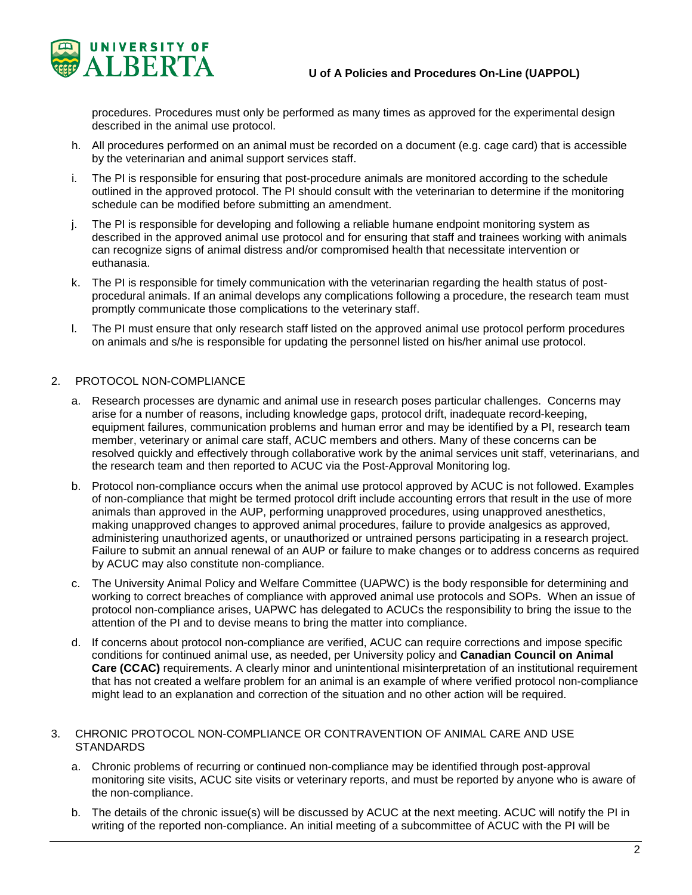procedures. Procedures must only be performed as many times as approved for the experimental design described in the animal use protocol.

h. All procedures performed on an animal must be recorded on a document (e.g. cage card) that is accessible by the veterinarian and animal support services staff.

i. The PI is responsible for ensuring that post-procedure animals are monitored according to the schedule outlined in the approved protocol. The PI should consult with the veterinarian to determine if the monitoring schedule can be modified before submitting an amendment.

j. The PI is responsible for developing and following a reliable humane endpoint monitoring system as described in the approved animal use protocol and for ensuring that staff and trainees working with animals can recognize signs of animal distress and/or compromised health that necessitate intervention or euthanasia.

k. The PI is responsible for timely communication with the veterinarian regarding the health status of post-procedural animals. If an animal develops any complications following a procedure, the research team must promptly communicate those complications to the veterinary staff.

l. The PI must ensure that only research staff listed on the approved animal use protocol perform procedures on animals and s/he is responsible for updating the personnel listed on his/her animal use protocol.

2. PROTOCOL NON-COMPLIANCE

a. Research processes are dynamic and animal use in research poses particular challenges. Concerns may arise for a number of reasons, including knowledge gaps, protocol drift, inadequate record-keeping, equipment failures, communication problems and human error and may be identified by a PI, research team member, veterinary or animal care staff, ACUC members and others. Many of these concerns can be resolved quickly and effectively through collaborative work by the animal services unit staff, veterinarians, and the research team and then reported to ACUC via the Post-Approval Monitoring log.

b. Protocol non-compliance occurs when the animal use protocol approved by ACUC is not followed. Examples of non-compliance that might be termed protocol drift include accounting errors that result in the use of more animals than approved in the AUP, performing unapproved procedures, using unapproved anesthetics, making unapproved changes to approved animal procedures, failure to provide analgesics as approved, administering unauthorized agents, or unauthorized or untrained persons participating in a research project. Failure to submit an annual renewal of an AUP or failure to make changes or to address concerns as required by ACUC may also constitute non-compliance.

c. The University Animal Policy and Welfare Committee (UAPWC) is the body responsible for determining and working to correct breaches of compliance with approved animal use protocols and SOPs. When an issue of protocol non-compliance arises, UAPWC has delegated to ACUCs the responsibility to bring the issue to the attention of the PI and to devise means to bring the matter into compliance.

d. If concerns about protocol non-compliance are verified, ACUC can require corrections and impose specific conditions for continued animal use, as needed, per University policy and **Canadian Council on Animal Care (CCAC)** requirements. A clearly minor and unintentional misinterpretation of an institutional requirement that has not created a welfare problem for an animal is an example of where verified protocol non-compliance might lead to an explanation and correction of the situation and no other action will be required.

3. CHRONIC PROTOCOL NON-COMPLIANCE OR CONTRAVENTION OF ANIMAL CARE AND USE STANDARDS

a. Chronic problems of recurring or continued non-compliance may be identified through post-approval monitoring site visits, ACUC site visits or veterinary reports, and must be reported by anyone who is aware of the non-compliance.

b. The details of the chronic issue(s) will be discussed by ACUC at the next meeting. ACUC will notify the PI in writing of the reported non-compliance. An initial meeting of a subcommittee of ACUC with the PI will be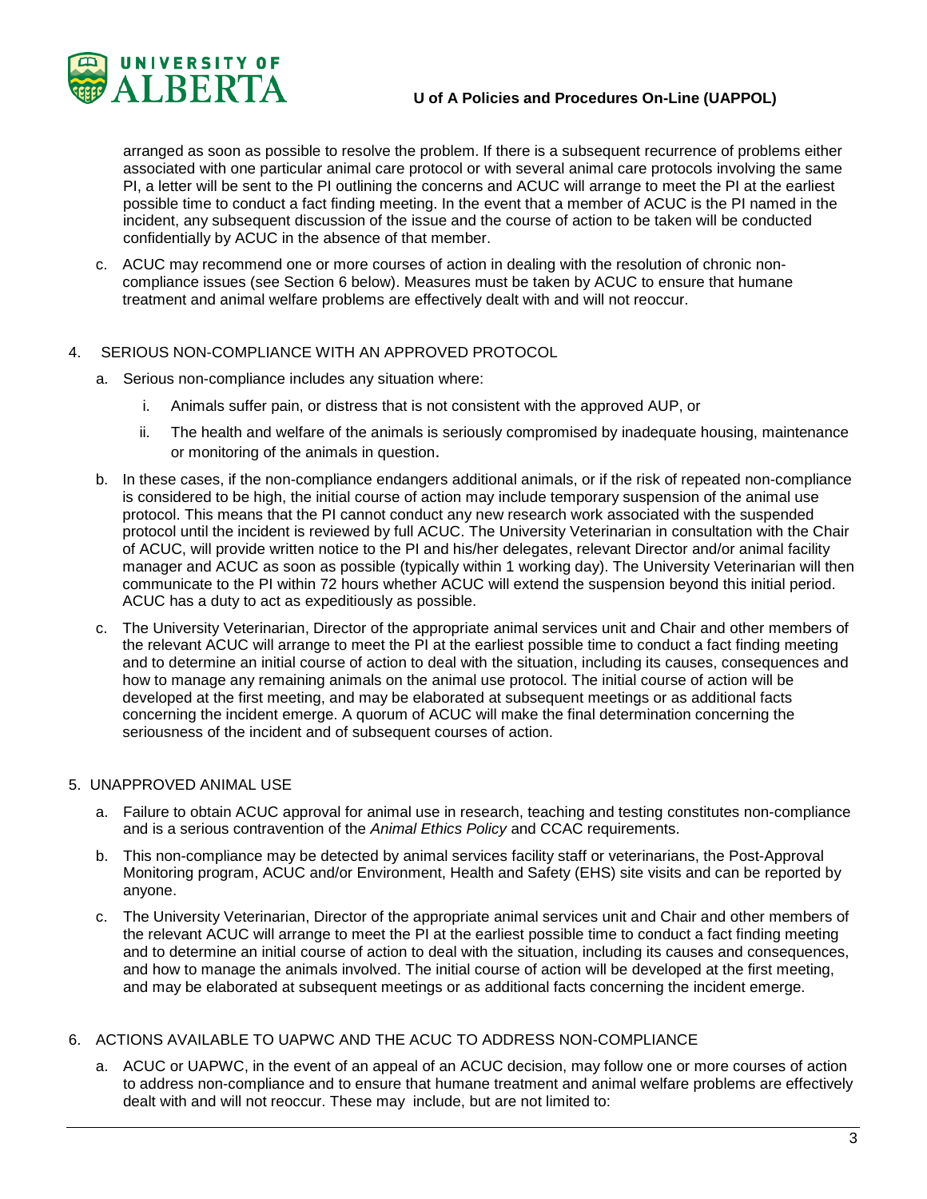arranged as soon as possible to resolve the problem. If there is a subsequent recurrence of problems either associated with one particular animal care protocol or with several animal care protocols involving the same PI, a letter will be sent to the PI outlining the concerns and ACUC will arrange to meet the PI at the earliest possible time to conduct a fact finding meeting. In the event that a member of ACUC is the PI named in the incident, any subsequent discussion of the issue and the course of action to be taken will be conducted confidentially by ACUC in the absence of that member.

c. ACUC may recommend one or more courses of action in dealing with the resolution of chronic non-compliance issues (see Section 6 below). Measures must be taken by ACUC to ensure that humane treatment and animal welfare problems are effectively dealt with and will not reoccur.

4. SERIOUS NON-COMPLIANCE WITH AN APPROVED PROTOCOL

   a. Serious non-compliance includes any situation where:

      i. Animals suffer pain, or distress that is not consistent with the approved AUP, or

      ii. The health and welfare of the animals is seriously compromised by inadequate housing, maintenance or monitoring of the animals in question.

   b. In these cases, if the non-compliance endangers additional animals, or if the risk of repeated non-compliance is considered to be high, the initial course of action may include temporary suspension of the animal use protocol. This means that the PI cannot conduct any new research work associated with the suspended protocol until the incident is reviewed by full ACUC. The University Veterinarian in consultation with the Chair of ACUC, will provide written notice to the PI and his/her delegates, relevant Director and/or animal facility manager and ACUC as soon as possible (typically within 1 working day). The University Veterinarian will then communicate to the PI within 72 hours whether ACUC will extend the suspension beyond this initial period. ACUC has a duty to act as expeditiously as possible.

   c. The University Veterinarian, Director of the appropriate animal services unit and Chair and other members of the relevant ACUC will arrange to meet the PI at the earliest possible time to conduct a fact finding meeting and to determine an initial course of action to deal with the situation, including its causes, consequences and how to manage any remaining animals on the animal use protocol. The initial course of action will be developed at the first meeting, and may be elaborated at subsequent meetings or as additional facts concerning the incident emerge. A quorum of ACUC will make the final determination concerning the seriousness of the incident and of subsequent courses of action.

5. UNAPPROVED ANIMAL USE

   a. Failure to obtain ACUC approval for animal use in research, teaching and testing constitutes non-compliance and is a serious contravention of the *Animal Ethics Policy* and CCAC requirements.

   b. This non-compliance may be detected by animal services facility staff or veterinarians, the Post-Approval Monitoring program, ACUC and/or Environment, Health and Safety (EHS) site visits and can be reported by anyone.

   c. The University Veterinarian, Director of the appropriate animal services unit and Chair and other members of the relevant ACUC will arrange to meet the PI at the earliest possible time to conduct a fact finding meeting and to determine an initial course of action to deal with the situation, including its causes and consequences, and how to manage the animals involved. The initial course of action will be developed at the first meeting, and may be elaborated at subsequent meetings or as additional facts concerning the incident emerge.

6. ACTIONS AVAILABLE TO UAPWC AND THE ACUC TO ADDRESS NON-COMPLIANCE

   a. ACUC or UAPWC, in the event of an appeal of an ACUC decision, may follow one or more courses of action to address non-compliance and to ensure that humane treatment and animal welfare problems are effectively dealt with and will not reoccur. These may include, but are not limited to: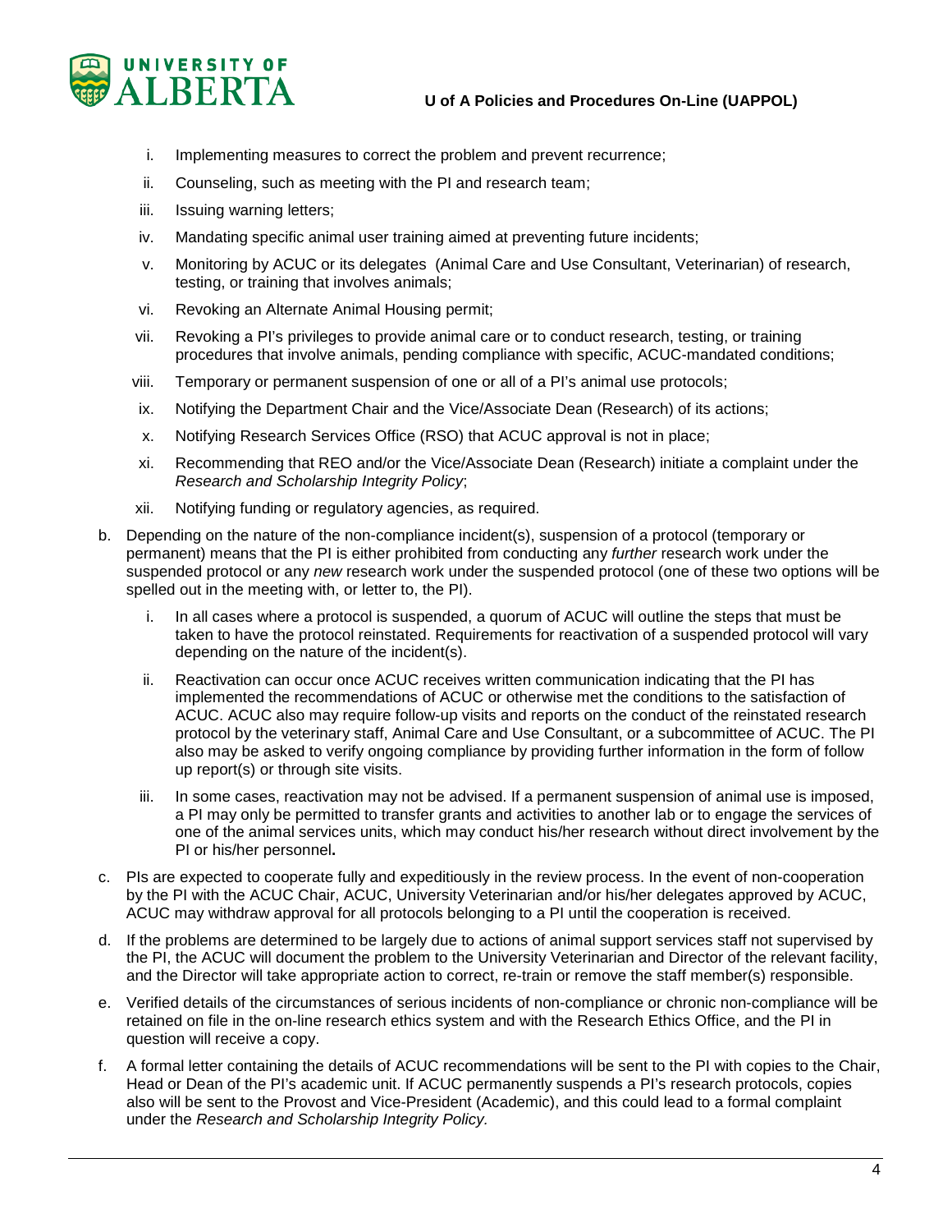i. Implementing measures to correct the problem and prevent recurrence;
   ii. Counseling, such as meeting with the PI and research team;
   iii. Issuing warning letters;
   iv. Mandating specific animal user training aimed at preventing future incidents;
   v. Monitoring by ACUC or its delegates (Animal Care and Use Consultant, Veterinarian) of research, testing, or training that involves animals;
   vi. Revoking an Alternate Animal Housing permit;
   vii. Revoking a PI's privileges to provide animal care or to conduct research, testing, or training procedures that involve animals, pending compliance with specific, ACUC-mandated conditions;
   viii. Temporary or permanent suspension of one or all of a PI's animal use protocols;
   ix. Notifying the Department Chair and the Vice/Associate Dean (Research) of its actions;
   x. Notifying Research Services Office (RSO) that ACUC approval is not in place;
   xi. Recommending that REO and/or the Vice/Associate Dean (Research) initiate a complaint under the *Research and Scholarship Integrity Policy*;
   xii. Notifying funding or regulatory agencies, as required.

b. Depending on the nature of the non-compliance incident(s), suspension of a protocol (temporary or permanent) means that the PI is either prohibited from conducting any *further* research work under the suspended protocol or any *new* research work under the suspended protocol (one of these two options will be spelled out in the meeting with, or letter to, the PI).

   i. In all cases where a protocol is suspended, a quorum of ACUC will outline the steps that must be taken to have the protocol reinstated. Requirements for reactivation of a suspended protocol will vary depending on the nature of the incident(s).
   ii. Reactivation can occur once ACUC receives written communication indicating that the PI has implemented the recommendations of ACUC or otherwise met the conditions to the satisfaction of ACUC. ACUC also may require follow-up visits and reports on the conduct of the reinstated research protocol by the veterinary staff, Animal Care and Use Consultant, or a subcommittee of ACUC. The PI also may be asked to verify ongoing compliance by providing further information in the form of follow up report(s) or through site visits.
   iii. In some cases, reactivation may not be advised. If a permanent suspension of animal use is imposed, a PI may only be permitted to transfer grants and activities to another lab or to engage the services of one of the animal services units, which may conduct his/her research without direct involvement by the PI or his/her personnel**.**

c. PIs are expected to cooperate fully and expeditiously in the review process. In the event of non-cooperation by the PI with the ACUC Chair, ACUC, University Veterinarian and/or his/her delegates approved by ACUC, ACUC may withdraw approval for all protocols belonging to a PI until the cooperation is received.

d. If the problems are determined to be largely due to actions of animal support services staff not supervised by the PI, the ACUC will document the problem to the University Veterinarian and Director of the relevant facility, and the Director will take appropriate action to correct, re-train or remove the staff member(s) responsible.

e. Verified details of the circumstances of serious incidents of non-compliance or chronic non-compliance will be retained on file in the on-line research ethics system and with the Research Ethics Office, and the PI in question will receive a copy.

f. A formal letter containing the details of ACUC recommendations will be sent to the PI with copies to the Chair, Head or Dean of the PI's academic unit. If ACUC permanently suspends a PI's research protocols, copies also will be sent to the Provost and Vice-President (Academic), and this could lead to a formal complaint under the *Research and Scholarship Integrity Policy.*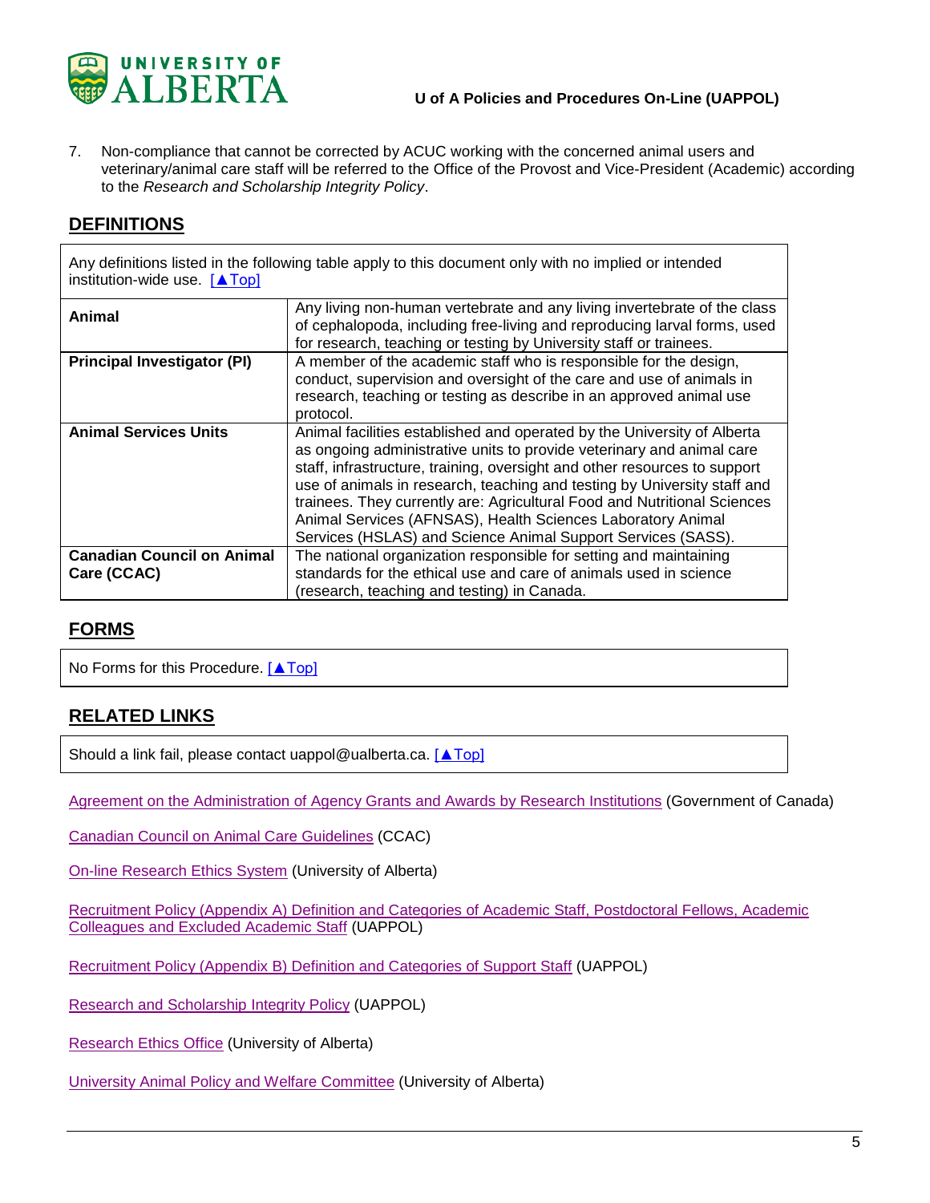7. Non-compliance that cannot be corrected by ACUC working with the concerned animal users and veterinary/animal care staff will be referred to the Office of the Provost and Vice-President (Academic) according to the *Research and Scholarship Integrity Policy*.

## DEFINITIONS

| Any definitions listed in the following table apply to this document only with no implied or intended institution-wide use. [▲Top] | |
|---|---|
| **Animal** | Any living non-human vertebrate and any living invertebrate of the class of cephalopoda, including free-living and reproducing larval forms, used for research, teaching or testing by University staff or trainees. |
| **Principal Investigator (PI)** | A member of the academic staff who is responsible for the design, conduct, supervision and oversight of the care and use of animals in research, teaching or testing as describe in an approved animal use protocol. |
| **Animal Services Units** | Animal facilities established and operated by the University of Alberta as ongoing administrative units to provide veterinary and animal care staff, infrastructure, training, oversight and other resources to support use of animals in research, teaching and testing by University staff and trainees. They currently are: Agricultural Food and Nutritional Sciences Animal Services (AFNSAS), Health Sciences Laboratory Animal Services (HSLAS) and Science Animal Support Services (SASS). |
| **Canadian Council on Animal Care (CCAC)** | The national organization responsible for setting and maintaining standards for the ethical use and care of animals used in science (research, teaching and testing) in Canada. |

## FORMS

No Forms for this Procedure. [▲Top]

## RELATED LINKS

Should a link fail, please contact uappol@ualberta.ca. [▲Top]

Agreement on the Administration of Agency Grants and Awards by Research Institutions (Government of Canada)

Canadian Council on Animal Care Guidelines (CCAC)

On-line Research Ethics System (University of Alberta)

Recruitment Policy (Appendix A) Definition and Categories of Academic Staff, Postdoctoral Fellows, Academic Colleagues and Excluded Academic Staff (UAPPOL)

Recruitment Policy (Appendix B) Definition and Categories of Support Staff (UAPPOL)

Research and Scholarship Integrity Policy (UAPPOL)

Research Ethics Office (University of Alberta)

University Animal Policy and Welfare Committee (University of Alberta)